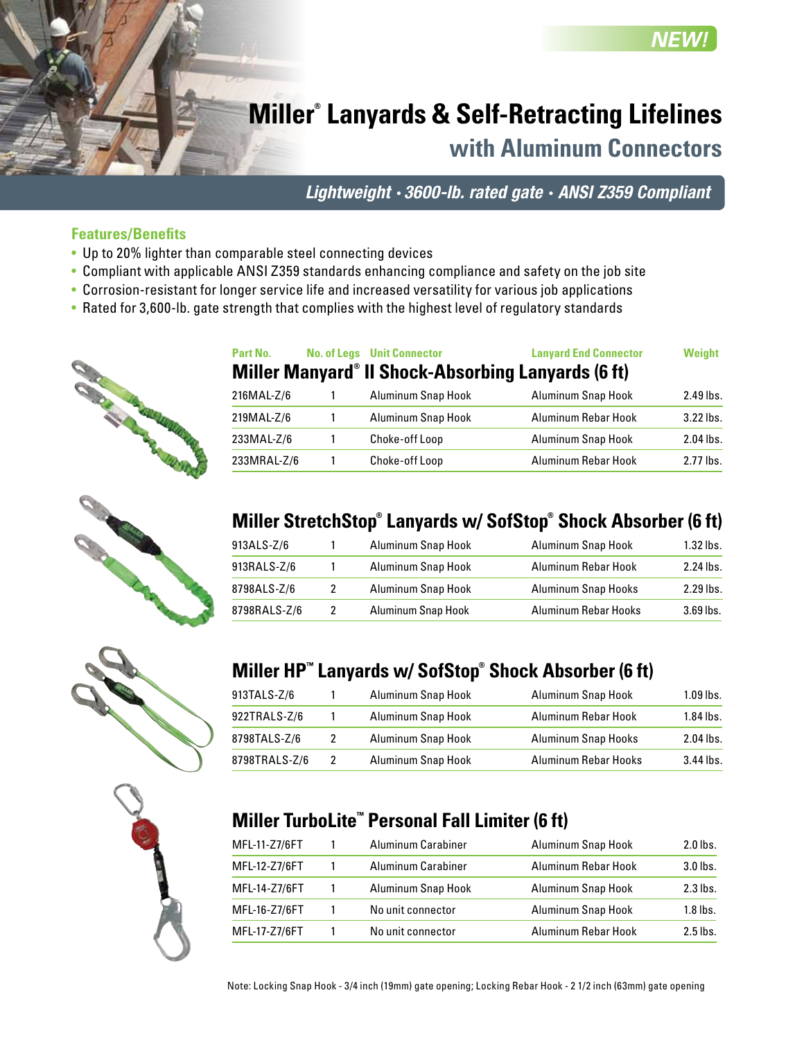NEW!

# Miller® Lanyards & Self-Retracting Lifelines

## with Aluminum Connectors

*Lightweight • 3600-lb. rated gate • ANSI Z359 Compliant*

### Features/Benefits

- Up to 20% lighter than comparable steel connecting devices
- Compliant with applicable ANSI Z359 standards enhancing compliance and safety on the job site
- Corrosion-resistant for longer service life and increased versatility for various job applications
- Rated for 3,600-lb. gate strength that complies with the highest level of regulatory standards

### Miller Manyard® II Shock-Absorbing Lanyards (6 ft)

| Part No. | No. of Legs | Unit Connector | Lanyard End Connector | Weight |
|---|---|---|---|---|
| 216MAL-Z/6 | 1 | Aluminum Snap Hook | Aluminum Snap Hook | 2.49 lbs. |
| 219MAL-Z/6 | 1 | Aluminum Snap Hook | Aluminum Rebar Hook | 3.22 lbs. |
| 233MAL-Z/6 | 1 | Choke-off Loop | Aluminum Snap Hook | 2.04 lbs. |
| 233MRAL-Z/6 | 1 | Choke-off Loop | Aluminum Rebar Hook | 2.77 lbs. |

### Miller StretchStop® Lanyards w/ SofStop® Shock Absorber (6 ft)

| Part No. | No. of Legs | Unit Connector | Lanyard End Connector | Weight |
|---|---|---|---|---|
| 913ALS-Z/6 | 1 | Aluminum Snap Hook | Aluminum Snap Hook | 1.32 lbs. |
| 913RALS-Z/6 | 1 | Aluminum Snap Hook | Aluminum Rebar Hook | 2.24 lbs. |
| 8798ALS-Z/6 | 2 | Aluminum Snap Hook | Aluminum Snap Hooks | 2.29 lbs. |
| 8798RALS-Z/6 | 2 | Aluminum Snap Hook | Aluminum Rebar Hooks | 3.69 lbs. |

### Miller HP™ Lanyards w/ SofStop® Shock Absorber (6 ft)

| Part No. | No. of Legs | Unit Connector | Lanyard End Connector | Weight |
|---|---|---|---|---|
| 913TALS-Z/6 | 1 | Aluminum Snap Hook | Aluminum Snap Hook | 1.09 lbs. |
| 922TRALS-Z/6 | 1 | Aluminum Snap Hook | Aluminum Rebar Hook | 1.84 lbs. |
| 8798TALS-Z/6 | 2 | Aluminum Snap Hook | Aluminum Snap Hooks | 2.04 lbs. |
| 8798TRALS-Z/6 | 2 | Aluminum Snap Hook | Aluminum Rebar Hooks | 3.44 lbs. |

### Miller TurboLite™ Personal Fall Limiter (6 ft)

| Part No. | No. of Legs | Unit Connector | Lanyard End Connector | Weight |
|---|---|---|---|---|
| MFL-11-Z7/6FT | 1 | Aluminum Carabiner | Aluminum Snap Hook | 2.0 lbs. |
| MFL-12-Z7/6FT | 1 | Aluminum Carabiner | Aluminum Rebar Hook | 3.0 lbs. |
| MFL-14-Z7/6FT | 1 | Aluminum Snap Hook | Aluminum Snap Hook | 2.3 lbs. |
| MFL-16-Z7/6FT | 1 | No unit connector | Aluminum Snap Hook | 1.8 lbs. |
| MFL-17-Z7/6FT | 1 | No unit connector | Aluminum Rebar Hook | 2.5 lbs. |

Note: Locking Snap Hook - 3/4 inch (19mm) gate opening; Locking Rebar Hook - 2 1/2 inch (63mm) gate opening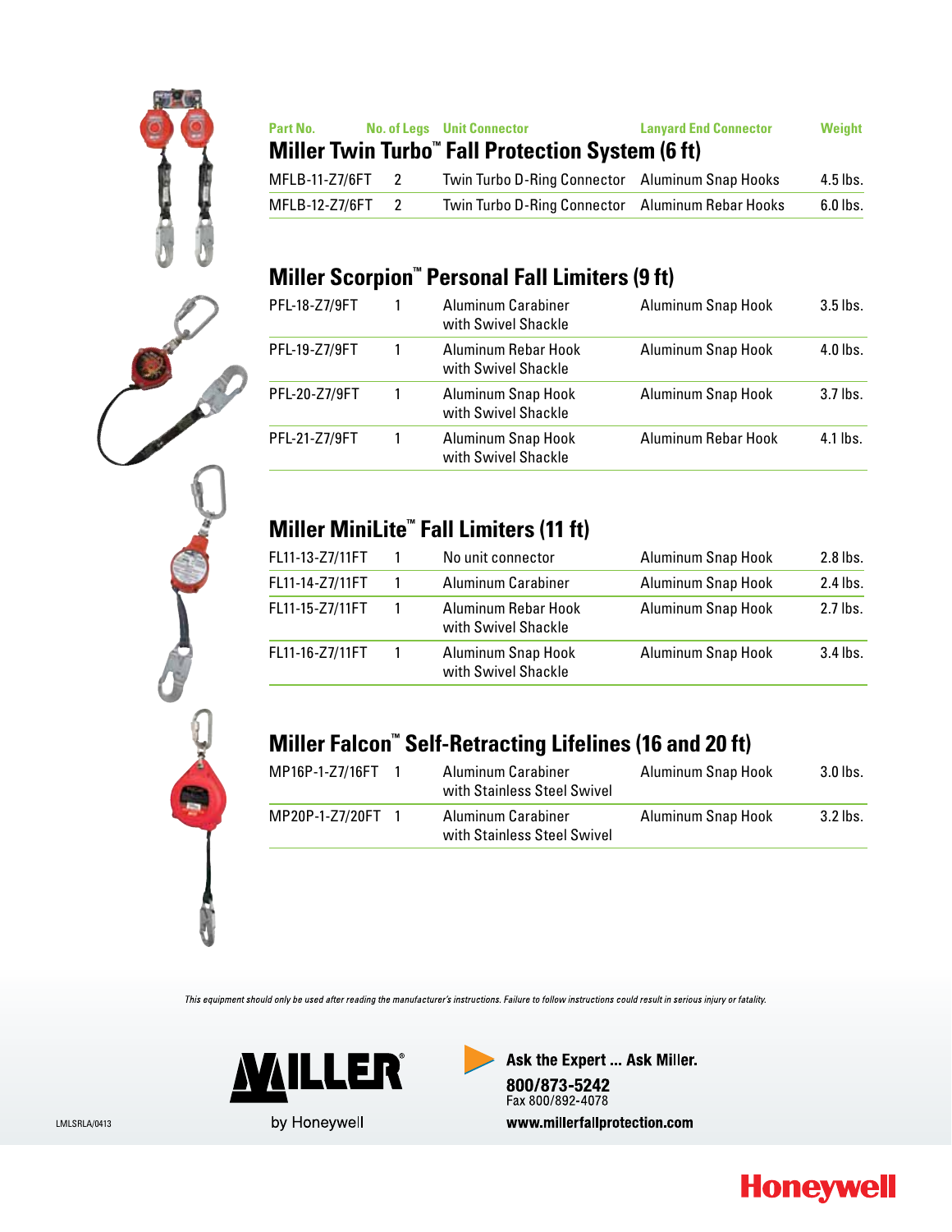| Part No. | No. of Legs | Unit Connector | Lanyard End Connector | Weight |
|---|---|---|---|---|
| **Miller Twin Turbo™ Fall Protection System (6 ft)** | | | | |
| MFLB-11-Z7/6FT | 2 | Twin Turbo D-Ring Connector | Aluminum Snap Hooks | 4.5 lbs. |
| MFLB-12-Z7/6FT | 2 | Twin Turbo D-Ring Connector | Aluminum Rebar Hooks | 6.0 lbs. |
| **Miller Scorpion™ Personal Fall Limiters (9 ft)** | | | | |
| PFL-18-Z7/9FT | 1 | Aluminum Carabiner with Swivel Shackle | Aluminum Snap Hook | 3.5 lbs. |
| PFL-19-Z7/9FT | 1 | Aluminum Rebar Hook with Swivel Shackle | Aluminum Snap Hook | 4.0 lbs. |
| PFL-20-Z7/9FT | 1 | Aluminum Snap Hook with Swivel Shackle | Aluminum Snap Hook | 3.7 lbs. |
| PFL-21-Z7/9FT | 1 | Aluminum Snap Hook with Swivel Shackle | Aluminum Rebar Hook | 4.1 lbs. |
| **Miller MiniLite™ Fall Limiters (11 ft)** | | | | |
| FL11-13-Z7/11FT | 1 | No unit connector | Aluminum Snap Hook | 2.8 lbs. |
| FL11-14-Z7/11FT | 1 | Aluminum Carabiner | Aluminum Snap Hook | 2.4 lbs. |
| FL11-15-Z7/11FT | 1 | Aluminum Rebar Hook with Swivel Shackle | Aluminum Snap Hook | 2.7 lbs. |
| FL11-16-Z7/11FT | 1 | Aluminum Snap Hook with Swivel Shackle | Aluminum Snap Hook | 3.4 lbs. |
| **Miller Falcon™ Self-Retracting Lifelines (16 and 20 ft)** | | | | |
| MP16P-1-Z7/16FT | 1 | Aluminum Carabiner with Stainless Steel Swivel | Aluminum Snap Hook | 3.0 lbs. |
| MP20P-1-Z7/20FT | 1 | Aluminum Carabiner with Stainless Steel Swivel | Aluminum Snap Hook | 3.2 lbs. |

*This equipment should only be used after reading the manufacturer's instructions. Failure to follow instructions could result in serious injury or fatality.*

MILLER® by Honeywell

**Ask the Expert ... Ask Miller.**

**800/873-5242**
Fax 800/892-4078
**www.millerfallprotection.com**

LMLSRLA/0413

Honeywell